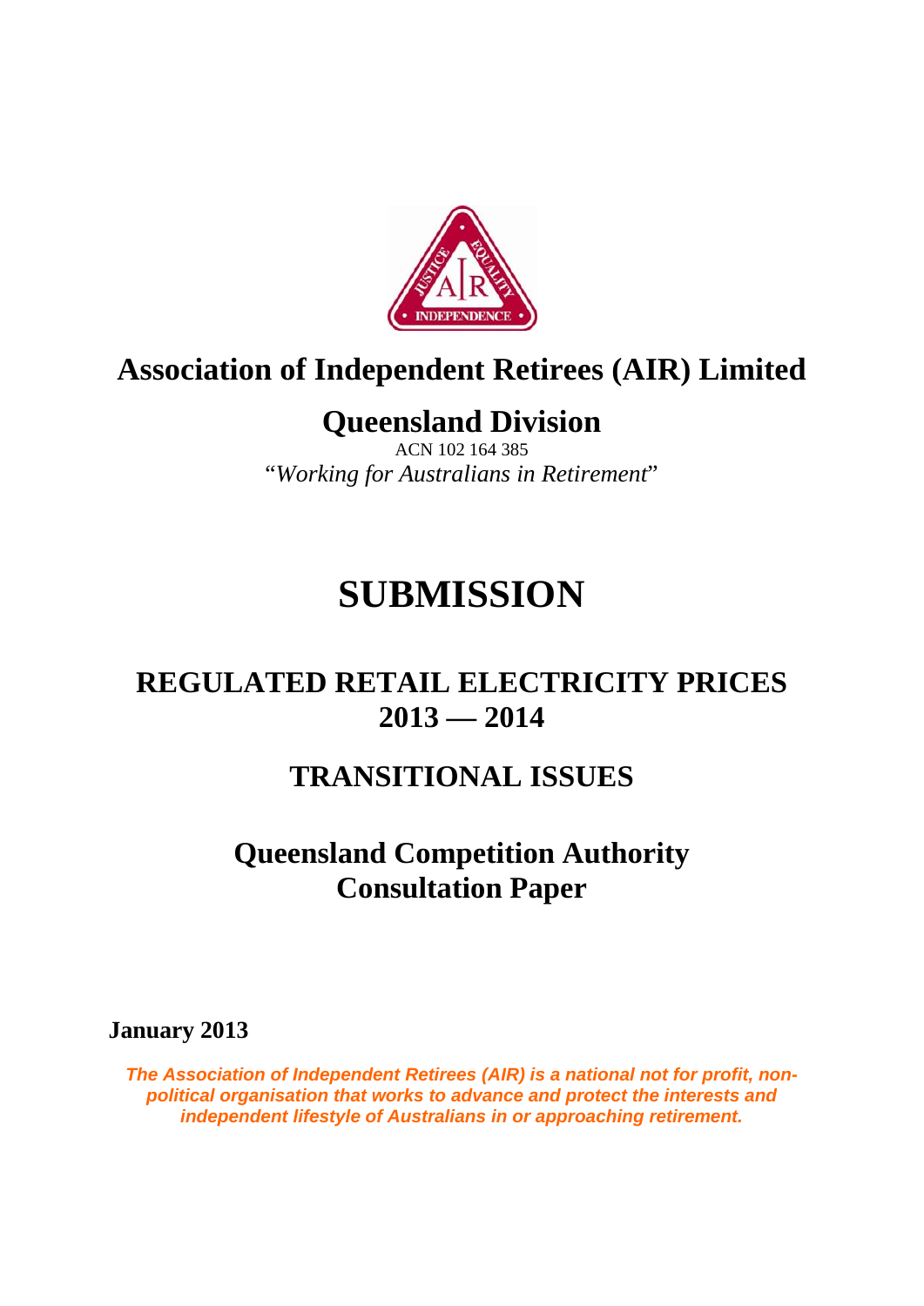# Association of Independent Retirees (AIR) Limited

## Queensland Division

ACN 102 164 385

*"Working for Australians in Retirement"*

# SUBMISSION

## REGULATED RETAIL ELECTRICITY PRICES 2013 — 2014

## TRANSITIONAL ISSUES

## Queensland Competition Authority Consultation Paper

**January 2013**

***The Association of Independent Retirees (AIR) is a national not for profit, non-political organisation that works to advance and protect the interests and independent lifestyle of Australians in or approaching retirement.***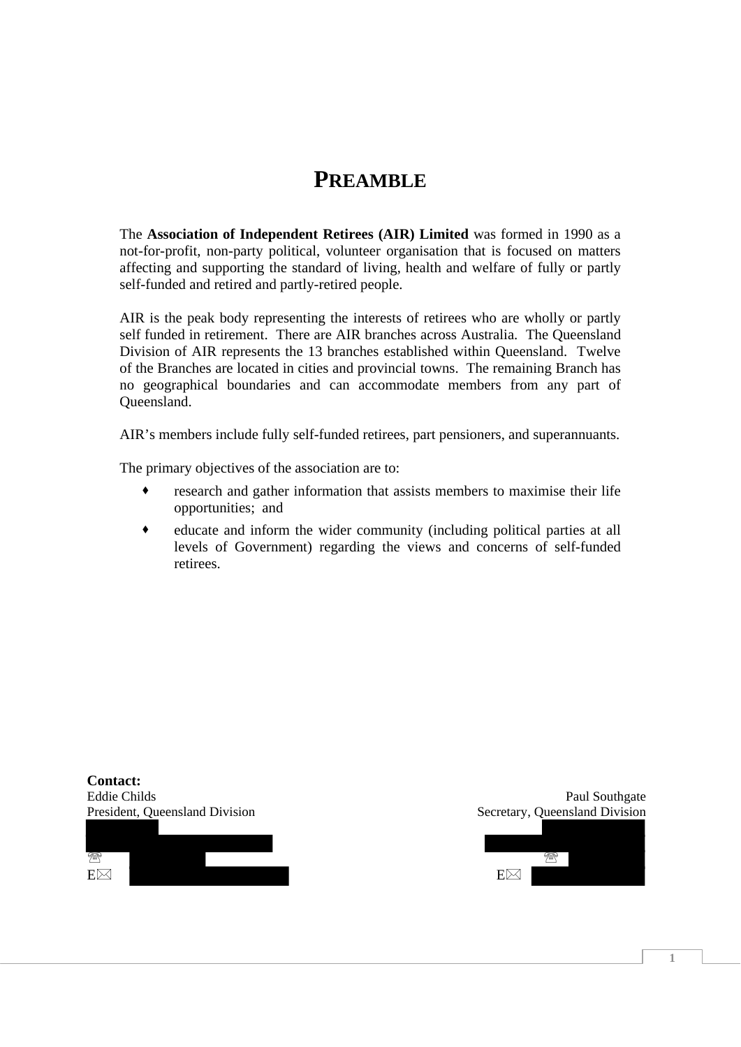# PREAMBLE

The **Association of Independent Retirees (AIR) Limited** was formed in 1990 as a not-for-profit, non-party political, volunteer organisation that is focused on matters affecting and supporting the standard of living, health and welfare of fully or partly self-funded and retired and partly-retired people.

AIR is the peak body representing the interests of retirees who are wholly or partly self funded in retirement. There are AIR branches across Australia. The Queensland Division of AIR represents the 13 branches established within Queensland. Twelve of the Branches are located in cities and provincial towns. The remaining Branch has no geographical boundaries and can accommodate members from any part of Queensland.

AIR's members include fully self-funded retirees, part pensioners, and superannuants.

The primary objectives of the association are to:

- research and gather information that assists members to maximise their life opportunities; and
- educate and inform the wider community (including political parties at all levels of Government) regarding the views and concerns of self-funded retirees.

**Contact:**

Eddie Childs
President, Queensland Division

☏
E✉

Paul Southgate
Secretary, Queensland Division

☏
E✉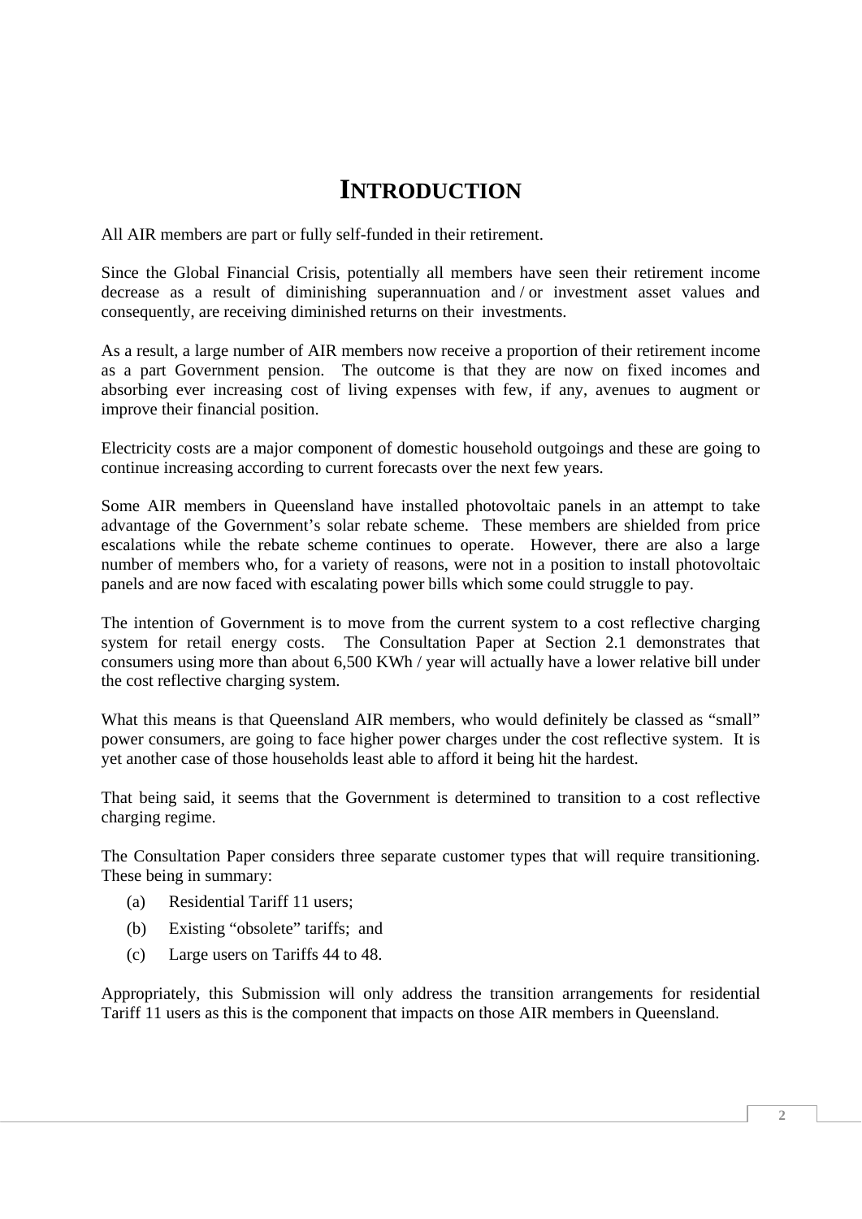# INTRODUCTION

All AIR members are part or fully self-funded in their retirement.

Since the Global Financial Crisis, potentially all members have seen their retirement income decrease as a result of diminishing superannuation and / or investment asset values and consequently, are receiving diminished returns on their investments.

As a result, a large number of AIR members now receive a proportion of their retirement income as a part Government pension. The outcome is that they are now on fixed incomes and absorbing ever increasing cost of living expenses with few, if any, avenues to augment or improve their financial position.

Electricity costs are a major component of domestic household outgoings and these are going to continue increasing according to current forecasts over the next few years.

Some AIR members in Queensland have installed photovoltaic panels in an attempt to take advantage of the Government's solar rebate scheme. These members are shielded from price escalations while the rebate scheme continues to operate. However, there are also a large number of members who, for a variety of reasons, were not in a position to install photovoltaic panels and are now faced with escalating power bills which some could struggle to pay.

The intention of Government is to move from the current system to a cost reflective charging system for retail energy costs. The Consultation Paper at Section 2.1 demonstrates that consumers using more than about 6,500 KWh / year will actually have a lower relative bill under the cost reflective charging system.

What this means is that Queensland AIR members, who would definitely be classed as "small" power consumers, are going to face higher power charges under the cost reflective system. It is yet another case of those households least able to afford it being hit the hardest.

That being said, it seems that the Government is determined to transition to a cost reflective charging regime.

The Consultation Paper considers three separate customer types that will require transitioning. These being in summary:

(a) Residential Tariff 11 users;

(b) Existing "obsolete" tariffs; and

(c) Large users on Tariffs 44 to 48.

Appropriately, this Submission will only address the transition arrangements for residential Tariff 11 users as this is the component that impacts on those AIR members in Queensland.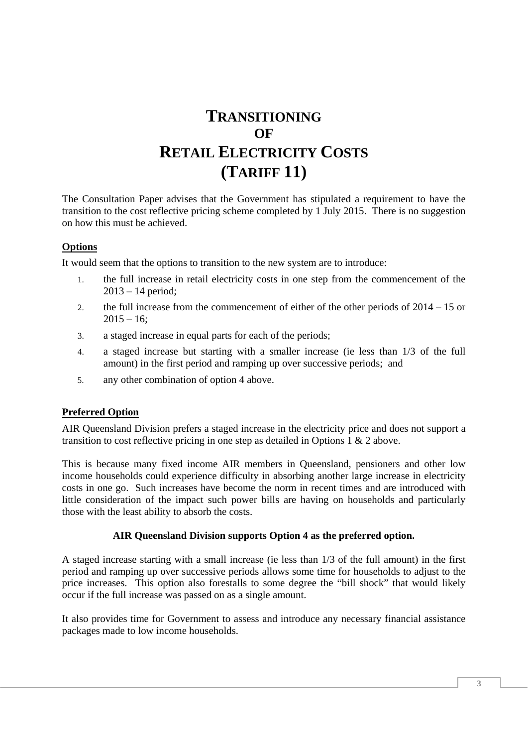# TRANSITIONING OF RETAIL ELECTRICITY COSTS (TARIFF 11)

The Consultation Paper advises that the Government has stipulated a requirement to have the transition to the cost reflective pricing scheme completed by 1 July 2015. There is no suggestion on how this must be achieved.

**Options**

It would seem that the options to transition to the new system are to introduce:

1. the full increase in retail electricity costs in one step from the commencement of the 2013 – 14 period;
2. the full increase from the commencement of either of the other periods of 2014 – 15 or 2015 – 16;
3. a staged increase in equal parts for each of the periods;
4. a staged increase but starting with a smaller increase (ie less than 1/3 of the full amount) in the first period and ramping up over successive periods; and
5. any other combination of option 4 above.

**Preferred Option**

AIR Queensland Division prefers a staged increase in the electricity price and does not support a transition to cost reflective pricing in one step as detailed in Options 1 & 2 above.

This is because many fixed income AIR members in Queensland, pensioners and other low income households could experience difficulty in absorbing another large increase in electricity costs in one go. Such increases have become the norm in recent times and are introduced with little consideration of the impact such power bills are having on households and particularly those with the least ability to absorb the costs.

**AIR Queensland Division supports Option 4 as the preferred option.**

A staged increase starting with a small increase (ie less than 1/3 of the full amount) in the first period and ramping up over successive periods allows some time for households to adjust to the price increases. This option also forestalls to some degree the "bill shock" that would likely occur if the full increase was passed on as a single amount.

It also provides time for Government to assess and introduce any necessary financial assistance packages made to low income households.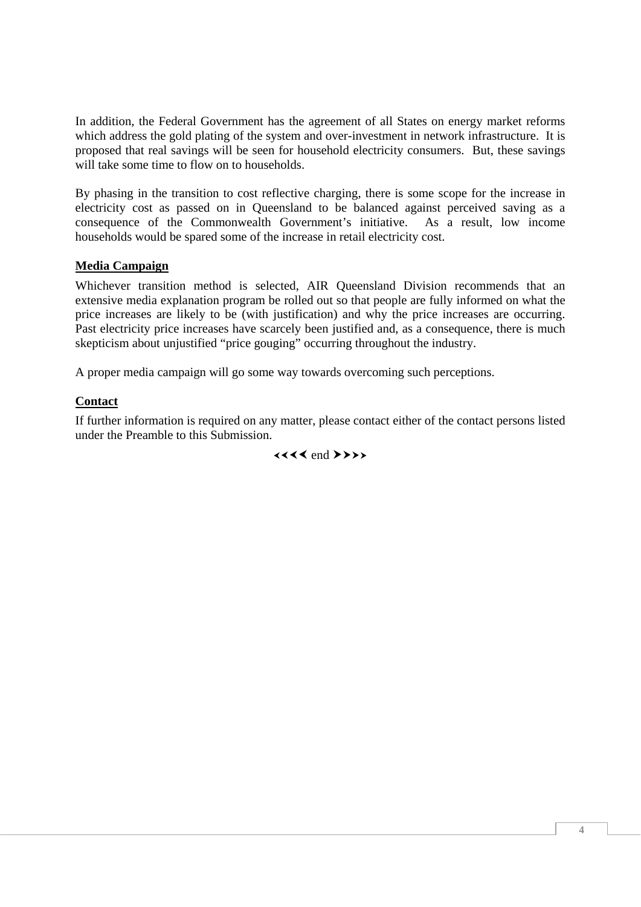In addition, the Federal Government has the agreement of all States on energy market reforms which address the gold plating of the system and over-investment in network infrastructure. It is proposed that real savings will be seen for household electricity consumers. But, these savings will take some time to flow on to households.

By phasing in the transition to cost reflective charging, there is some scope for the increase in electricity cost as passed on in Queensland to be balanced against perceived saving as a consequence of the Commonwealth Government's initiative. As a result, low income households would be spared some of the increase in retail electricity cost.

**Media Campaign**

Whichever transition method is selected, AIR Queensland Division recommends that an extensive media explanation program be rolled out so that people are fully informed on what the price increases are likely to be (with justification) and why the price increases are occurring. Past electricity price increases have scarcely been justified and, as a consequence, there is much skepticism about unjustified "price gouging" occurring throughout the industry.

A proper media campaign will go some way towards overcoming such perceptions.

**Contact**

If further information is required on any matter, please contact either of the contact persons listed under the Preamble to this Submission.

<<<< end >>>>